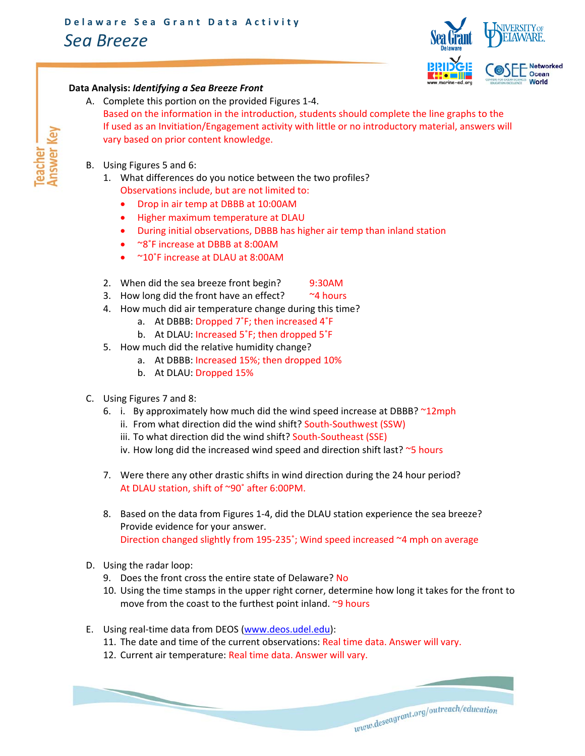Delaware Sea Grant Data Activity

# Sea Breeze

Teacher Answer Key

**Data Analysis:** ***Identifying a Sea Breeze Front***

A. Complete this portion on the provided Figures 1-4.
   Based on the information in the introduction, students should complete the line graphs to the
   If used as an Invitiation/Engagement activity with little or no introductory material, answers will vary based on prior content knowledge.

B. Using Figures 5 and 6:

   1. What differences do you notice between the two profiles?
      Observations include, but are not limited to:
      - Drop in air temp at DBBB at 10:00AM
      - Higher maximum temperature at DLAU
      - During initial observations, DBBB has higher air temp than inland station
      - ~8˚F increase at DBBB at 8:00AM
      - ~10˚F increase at DLAU at 8:00AM

   2. When did the sea breeze front begin? 9:30AM
   3. How long did the front have an effect? ~4 hours
   4. How much did air temperature change during this time?
      a. At DBBB: Dropped 7˚F; then increased 4˚F
      b. At DLAU: Increased 5˚F; then dropped 5˚F
   5. How much did the relative humidity change?
      a. At DBBB: Increased 15%; then dropped 10%
      b. At DLAU: Dropped 15%

C. Using Figures 7 and 8:

   6. i. By approximately how much did the wind speed increase at DBBB? ~12mph
      ii. From what direction did the wind shift? South-Southwest (SSW)
      iii. To what direction did the wind shift? South-Southeast (SSE)
      iv. How long did the increased wind speed and direction shift last? ~5 hours

   7. Were there any other drastic shifts in wind direction during the 24 hour period?
      At DLAU station, shift of ~90˚ after 6:00PM.

   8. Based on the data from Figures 1-4, did the DLAU station experience the sea breeze? Provide evidence for your answer.
      Direction changed slightly from 195-235˚; Wind speed increased ~4 mph on average

D. Using the radar loop:

   9. Does the front cross the entire state of Delaware? No
   10. Using the time stamps in the upper right corner, determine how long it takes for the front to move from the coast to the furthest point inland. ~9 hours

E. Using real-time data from DEOS (www.deos.udel.edu):

   11. The date and time of the current observations: Real time data. Answer will vary.
   12. Current air temperature: Real time data. Answer will vary.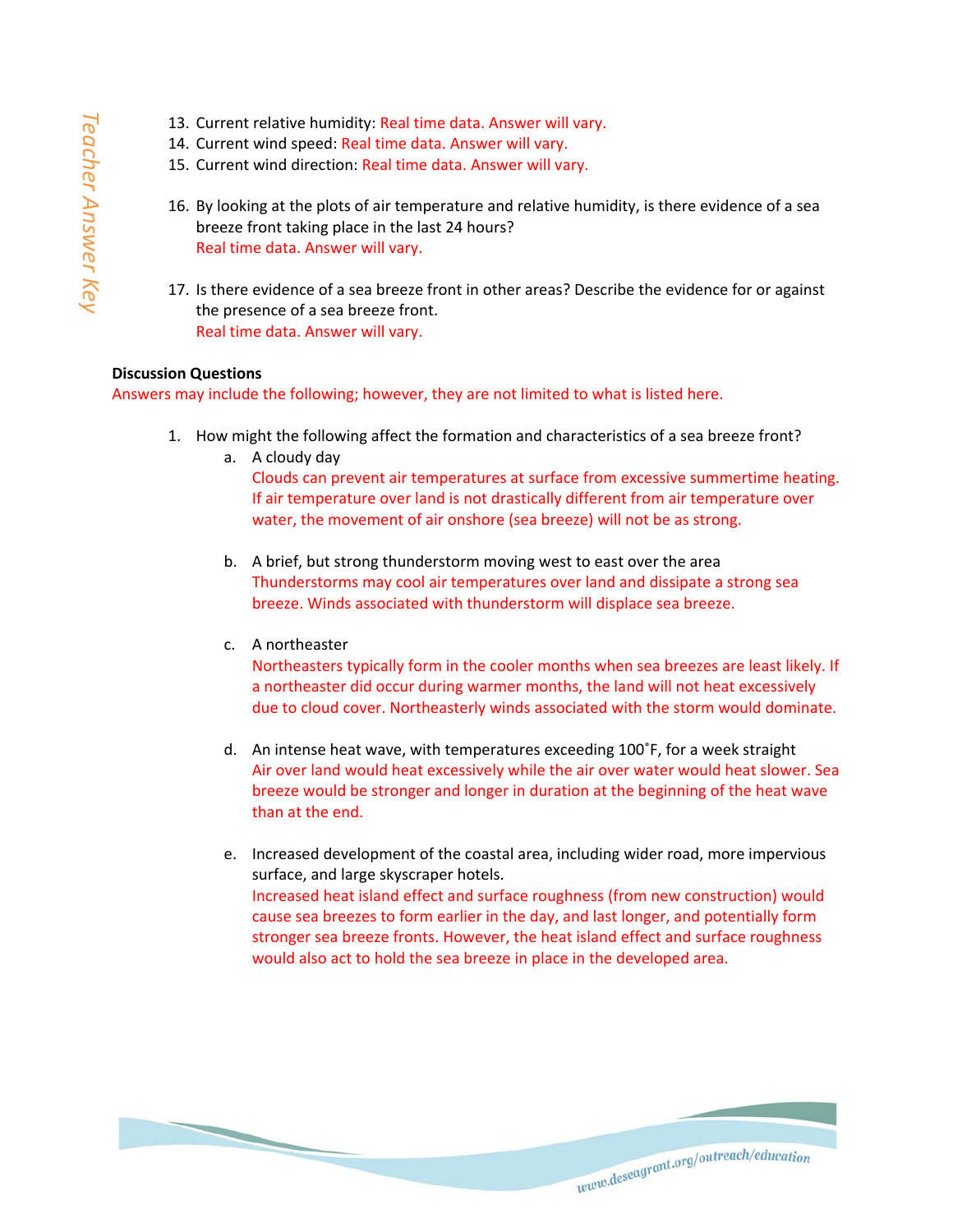13. Current relative humidity: Real time data. Answer will vary.
14. Current wind speed: Real time data. Answer will vary.
15. Current wind direction: Real time data. Answer will vary.

16. By looking at the plots of air temperature and relative humidity, is there evidence of a sea breeze front taking place in the last 24 hours?
    Real time data. Answer will vary.

17. Is there evidence of a sea breeze front in other areas? Describe the evidence for or against the presence of a sea breeze front.
    Real time data. Answer will vary.

**Discussion Questions**

Answers may include the following; however, they are not limited to what is listed here.

1. How might the following affect the formation and characteristics of a sea breeze front?
   a. A cloudy day
      Clouds can prevent air temperatures at surface from excessive summertime heating. If air temperature over land is not drastically different from air temperature over water, the movement of air onshore (sea breeze) will not be as strong.

   b. A brief, but strong thunderstorm moving west to east over the area
      Thunderstorms may cool air temperatures over land and dissipate a strong sea breeze. Winds associated with thunderstorm will displace sea breeze.

   c. A northeaster
      Northeasters typically form in the cooler months when sea breezes are least likely. If a northeaster did occur during warmer months, the land will not heat excessively due to cloud cover. Northeasterly winds associated with the storm would dominate.

   d. An intense heat wave, with temperatures exceeding 100˚F, for a week straight
      Air over land would heat excessively while the air over water would heat slower. Sea breeze would be stronger and longer in duration at the beginning of the heat wave than at the end.

   e. Increased development of the coastal area, including wider road, more impervious surface, and large skyscraper hotels.
      Increased heat island effect and surface roughness (from new construction) would cause sea breezes to form earlier in the day, and last longer, and potentially form stronger sea breeze fronts. However, the heat island effect and surface roughness would also act to hold the sea breeze in place in the developed area.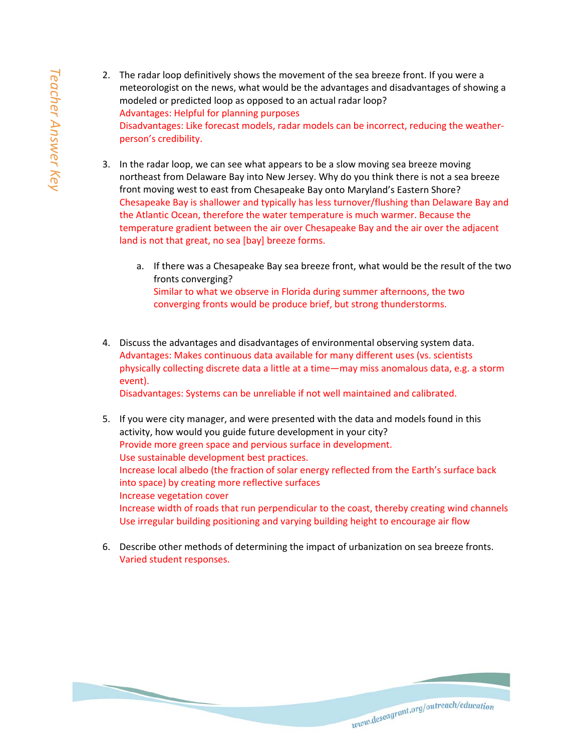2. The radar loop definitively shows the movement of the sea breeze front. If you were a meteorologist on the news, what would be the advantages and disadvantages of showing a modeled or predicted loop as opposed to an actual radar loop?
   Advantages: Helpful for planning purposes
   Disadvantages: Like forecast models, radar models can be incorrect, reducing the weather-person's credibility.

3. In the radar loop, we can see what appears to be a slow moving sea breeze moving northeast from Delaware Bay into New Jersey. Why do you think there is not a sea breeze front moving west to east from Chesapeake Bay onto Maryland's Eastern Shore?
   Chesapeake Bay is shallower and typically has less turnover/flushing than Delaware Bay and the Atlantic Ocean, therefore the water temperature is much warmer. Because the temperature gradient between the air over Chesapeake Bay and the air over the adjacent land is not that great, no sea [bay] breeze forms.

   a. If there was a Chesapeake Bay sea breeze front, what would be the result of the two fronts converging?
      Similar to what we observe in Florida during summer afternoons, the two converging fronts would be produce brief, but strong thunderstorms.

4. Discuss the advantages and disadvantages of environmental observing system data.
   Advantages: Makes continuous data available for many different uses (vs. scientists physically collecting discrete data a little at a time—may miss anomalous data, e.g. a storm event).
   Disadvantages: Systems can be unreliable if not well maintained and calibrated.

5. If you were city manager, and were presented with the data and models found in this activity, how would you guide future development in your city?
   Provide more green space and pervious surface in development.
   Use sustainable development best practices.
   Increase local albedo (the fraction of solar energy reflected from the Earth's surface back into space) by creating more reflective surfaces
   Increase vegetation cover
   Increase width of roads that run perpendicular to the coast, thereby creating wind channels
   Use irregular building positioning and varying building height to encourage air flow

6. Describe other methods of determining the impact of urbanization on sea breeze fronts.
   Varied student responses.